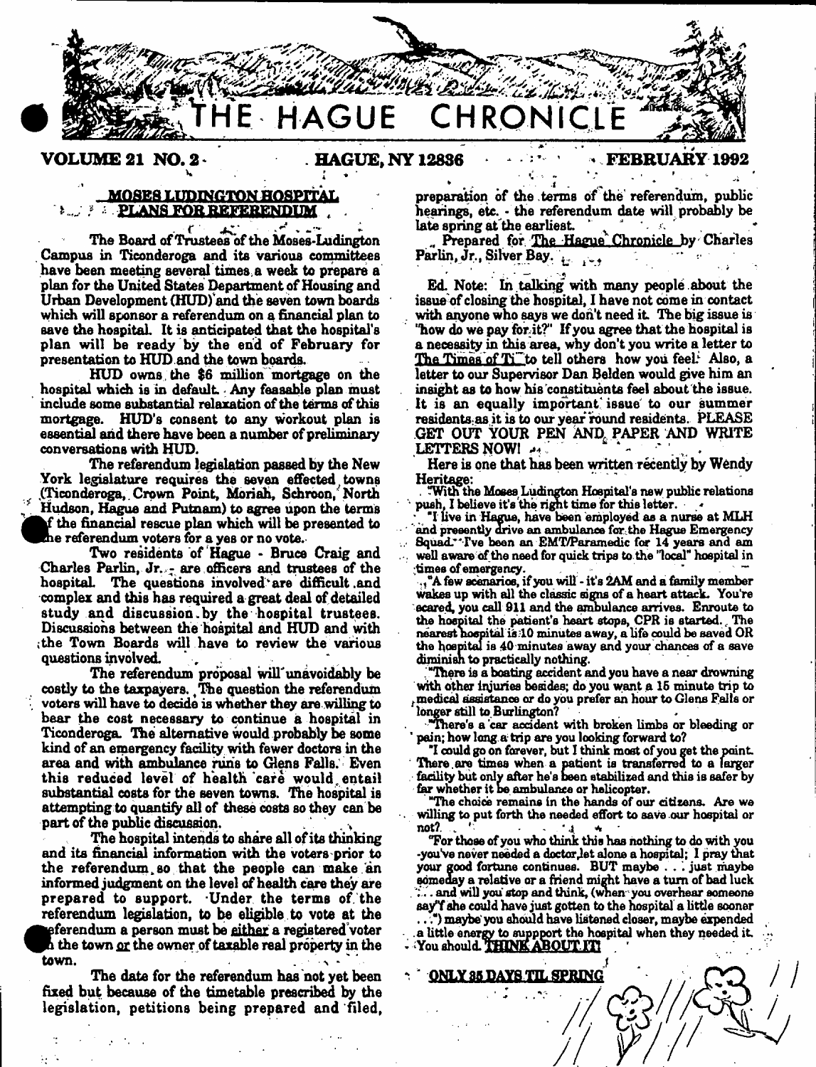# THE HAGUE CHRONICLE

**VOLUME 21 NO. 2 · HAGUE, NY 12836 · FEBRUARY 1992**

## MOSES LUDINGTON HOSPITAL PLANS FOR REFERENDUM

The Board of Trustees of the Moses-Ludington Campus in Ticonderoga and its various committees have been meeting several times a week to prepare a plan for the United States Department of Housing and Urban Development (HUD) and the seven town boards which will sponsor a referendum on a financial plan to save the hospital. It is anticipated that the hospital's plan will be ready by the end of February for presentation to HUD and the town boards.

HUD owns the $6 million mortgage on the hospital which is in default. Any feasable plan must include some substantial relaxation of the terms of this mortgage. HUD's consent to any workout plan is essential and there have been a number of preliminary conversations with HUD.

The referendum legislation passed by the New York legislature requires the seven effected towns (Ticonderoga, Crown Point, Moriah, Schroon, North Hudson, Hague and Putnam) to agree upon the terms of the financial rescue plan which will be presented to the referendum voters for a yes or no vote.

Two residents of Hague - Bruce Craig and Charles Parlin, Jr. - are officers and trustees of the hospital. The questions involved are difficult and complex and this has required a great deal of detailed study and discussion by the hospital trustees. Discussions between the hospital and HUD and with the Town Boards will have to review the various questions involved.

The referendum proposal will unavoidably be costly to the taxpayers. The question the referendum voters will have to decide is whether they are willing to bear the cost necessary to continue a hospital in Ticonderoga. The alternative would probably be some kind of an emergency facility with fewer doctors in the area and with ambulance runs to Glens Falls. Even this reduced level of health care would entail substantial costs for the seven towns. The hospital is attempting to quantify all of these costs so they can be part of the public discussion.

The hospital intends to share all of its thinking and its financial information with the voters prior to the referendum, so that the people can make an informed judgment on the level of health care they are prepared to support. Under the terms of the referendum legislation, to be eligible to vote at the referendum a person must be _either_ a registered voter in the town _or_ the owner of taxable real property in the town.

The date for the referendum has not yet been fixed but because of the timetable prescribed by the legislation, petitions being prepared and filed, preparation of the terms of the referendum, public hearings, etc. - the referendum date will probably be late spring at the earliest.

Prepared for _The Hague Chronicle_ by Charles Parlin, Jr., Silver Bay.

Ed. Note: In talking with many people about the issue of closing the hospital, I have not come in contact with anyone who says we don't need it. The big issue is "how do we pay for it?" If you agree that the hospital is a necessity in this area, why don't you write a letter to _The Times of Ti_ to tell others how you feel. Also, a letter to our Supervisor Dan Belden would give him an insight as to how his constituents feel about the issue. It is an equally important issue to our summer residents as it is to our year round residents. PLEASE GET OUT YOUR PEN AND PAPER AND WRITE LETTERS NOW!

Here is one that has been written recently by Wendy Heritage:

"With the Moses Ludington Hospital's new public relations push, I believe it's the right time for this letter.

"I live in Hague, have been employed as a nurse at MLH and presently drive an ambulance for the Hague Emergency Squad. I've been an EMT/Paramedic for 14 years and am well aware of the need for quick trips to the "local" hospital in times of emergency.

"A few scenarios, if you will - it's 2AM and a family member wakes up with all the classic signs of a heart attack. You're scared, you call 911 and the ambulance arrives. Enroute to the hospital the patient's heart stops, CPR is started. The nearest hospital is 10 minutes away, a life could be saved OR the hospital is 40 minutes away and your chances of a save diminish to practically nothing.

"There is a boating accident and you have a near drowning with other injuries besides; do you want a 15 minute trip to medical assistance or do you prefer an hour to Glens Falls or longer still to Burlington?

"There's a car accident with broken limbs or bleeding or pain; how long a trip are you looking forward to?

"I could go on forever, but I think most of you get the point. There are times when a patient is transferred to a larger facility but only after he's been stabilized and this is safer by far whether it be ambulance or helicopter.

"The choice remains in the hands of our citizens. Are we willing to put forth the needed effort to save our hospital or not?

"For those of you who think this has nothing to do with you - you've never needed a doctor, let alone a hospital; I pray that your good fortune continues. BUT maybe . . . just maybe someday a relative or a friend might have a turn of bad luck . . . and will you stop and think, (when you overhear someone say "if she could have just gotten to the hospital a little sooner . . .") maybe you should have listened closer, maybe expended a little energy to suppport the hospital when they needed it. You should **THINK ABOUT IT!**

**ONLY 35 DAYS TIL SPRING**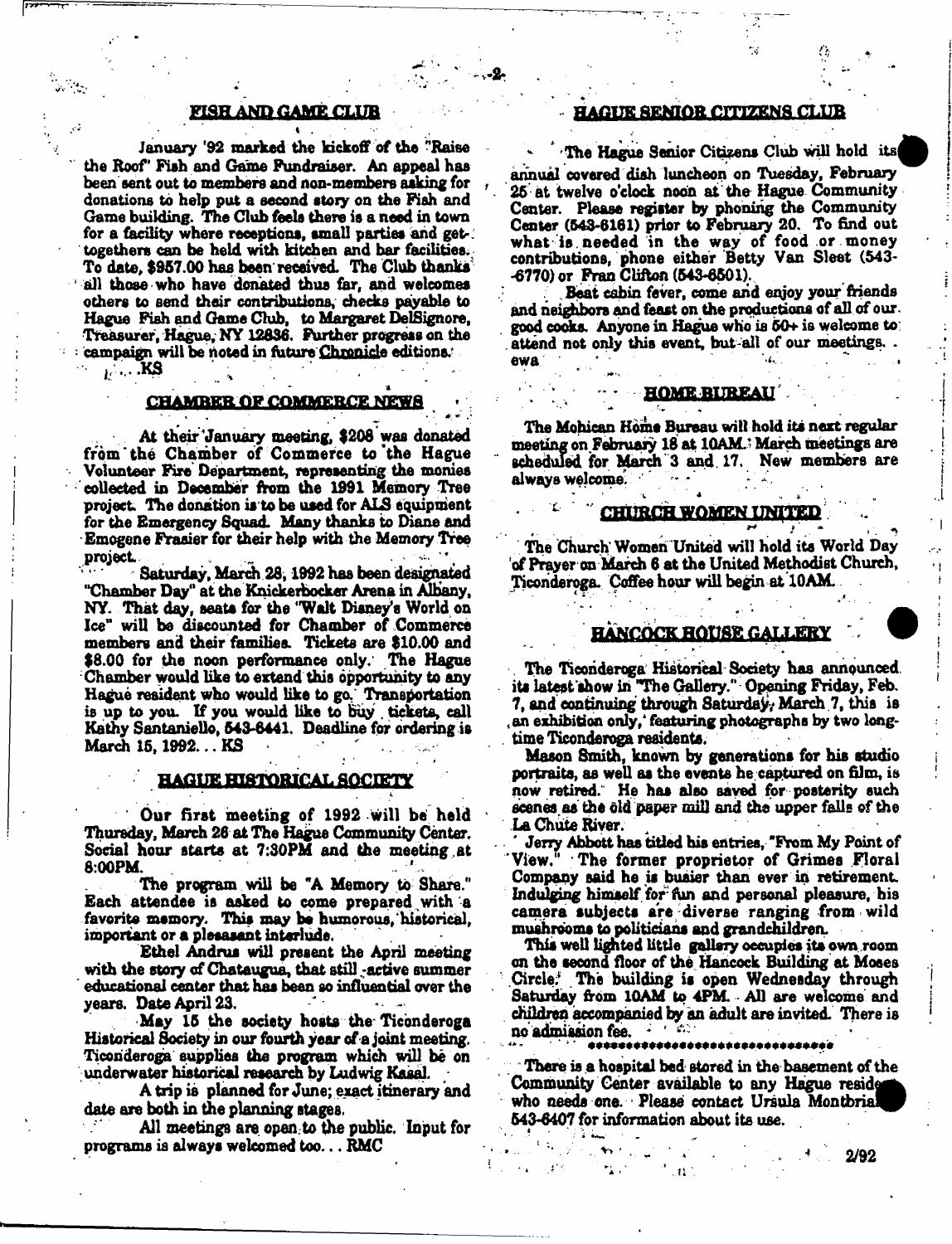## FISH AND GAME CLUB

January '92 marked the kickoff of the "Raise the Roof" Fish and Game Fundraiser. An appeal has been sent out to members and non-members asking for donations to help put a second story on the Fish and Game building. The Club feels there is a need in town for a facility where receptions, small parties and get-togethers can be held with kitchen and bar facilities. To date, $957.00 has been received. The Club thanks all those who have donated thus far, and welcomes others to send their contributions, checks payable to Hague Fish and Game Club, to Margaret DelSignore, Treasurer, Hague, NY 12836. Further progress on the campaign will be noted in future Chronicle editions. ...KS

## CHAMBER OF COMMERCE NEWS

At their January meeting, $208 was donated from the Chamber of Commerce to the Hague Volunteer Fire Department, representing the monies collected in December from the 1991 Memory Tree project. The donation is to be used for ALS equipment for the Emergency Squad. Many thanks to Diane and Emogene Frasier for their help with the Memory Tree project.

Saturday, March 28, 1992 has been designated "Chamber Day" at the Knickerbocker Arena in Albany, NY. That day, seats for the "Walt Disney's World on Ice" will be discounted for Chamber of Commerce members and their families. Tickets are $10.00 and $8.00 for the noon performance only. The Hague Chamber would like to extend this opportunity to any Hague resident who would like to go. Transportation is up to you. If you would like to buy tickets, call Kathy Santaniello, 543-6441. Deadline for ordering is March 15, 1992... KS

## HAGUE HISTORICAL SOCIETY

Our first meeting of 1992 will be held Thursday, March 26 at The Hague Community Center. Social hour starts at 7:30PM and the meeting at 8:00PM.

The program will be "A Memory to Share." Each attendee is asked to come prepared with a favorite memory. This may be humorous, historical, important or a pleasant interlude.

Ethel Andrus will present the April meeting with the story of Chatauqua, that still -active summer educational center that has been so influential over the years. Date April 23.

May 15 the society hosts the Ticonderoga Historical Society in our fourth year of a joint meeting. Ticonderoga supplies the program which will be on underwater historical research by Ludwig Kasal.

A trip is planned for June; exact itinerary and date are both in the planning stages.

All meetings are open to the public. Input for programs is always welcomed too... RMC

## HAGUE SENIOR CITIZENS CLUB

The Hague Senior Citizens Club will hold its annual covered dish luncheon on Tuesday, February 25 at twelve o'clock noon at the Hague Community Center. Please register by phoning the Community Center (543-6161) prior to February 20. To find out what is needed in the way of food or money contributions, phone either Betty Van Sleet (543-6770) or Fran Clifton (543-6501).

Beat cabin fever, come and enjoy your friends and neighbors and feast on the productions of all of our good cooks. Anyone in Hague who is 50+ is welcome to attend not only this event, but all of our meetings. . ewa

## HOME BUREAU

The Mohican Home Bureau will hold its next regular meeting on February 18 at 10AM. March meetings are scheduled for March 3 and 17. New members are always welcome.

## CHURCH WOMEN UNITED

The Church Women United will hold its World Day of Prayer on March 6 at the United Methodist Church, Ticonderoga. Coffee hour will begin at 10AM.

## HANCOCK HOUSE GALLERY

The Ticonderoga Historical Society has announced its latest show in "The Gallery." Opening Friday, Feb. 7, and continuing through Saturday, March 7, this is an exhibition only, featuring photographs by two long-time Ticonderoga residents.

Mason Smith, known by generations for his studio portraits, as well as the events he captured on film, is now retired. He has also saved for posterity such scenes as the old paper mill and the upper falls of the La Chute River.

Jerry Abbott has titled his entries, "From My Point of View." The former proprietor of Grimes Floral Company said he is busier than ever in retirement. Indulging himself for fun and personal pleasure, his camera subjects are diverse ranging from wild mushrooms to politicians and grandchildren.

This well lighted little gallery occupies its own room on the second floor of the Hancock Building at Moses Circle. The building is open Wednesday through Saturday from 10AM to 4PM. All are welcome and children accompanied by an adult are invited. There is no admission fee.

*******************************

There is a hospital bed stored in the basement of the Community Center available to any Hague resident who needs one. Please contact Ursula Montbriand 543-6407 for information about its use.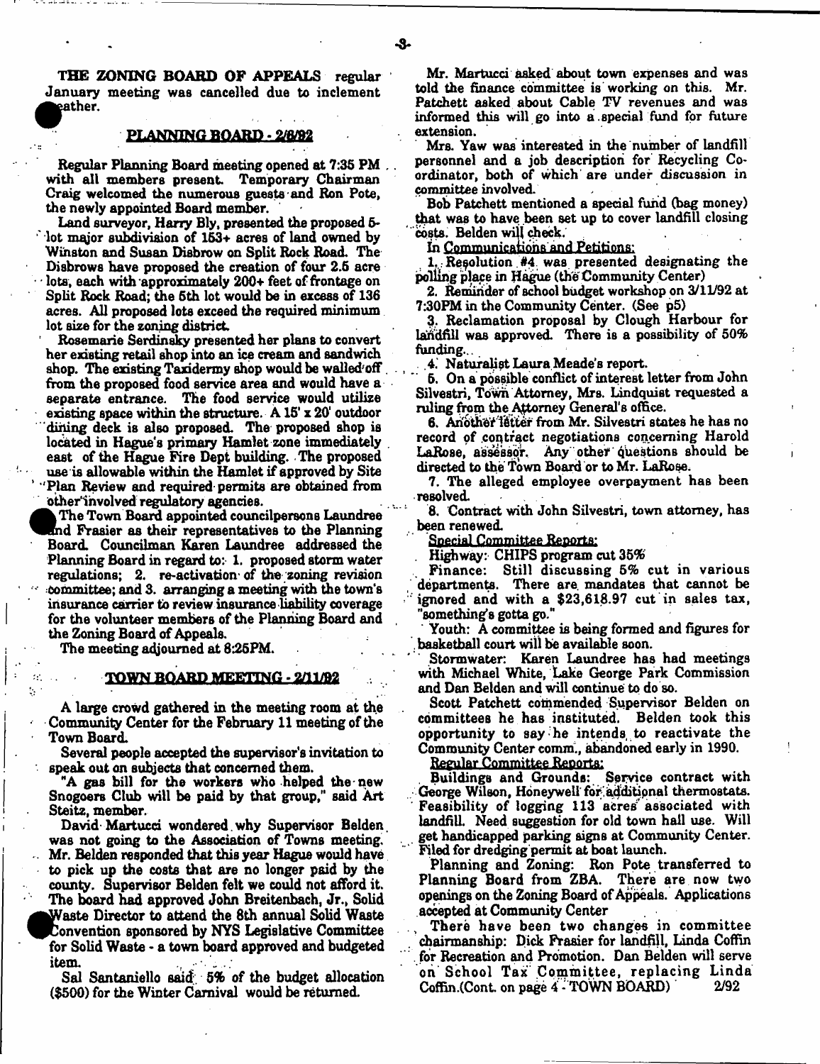**THE ZONING BOARD OF APPEALS** regular January meeting was cancelled due to inclement weather.

## PLANNING BOARD - 2/6/92

Regular Planning Board meeting opened at 7:35 PM with all members present. Temporary Chairman Craig welcomed the numerous guests and Ron Pote, the newly appointed Board member.

Land surveyor, Harry Bly, presented the proposed 5-lot major subdivision of 153+ acres of land owned by Winston and Susan Disbrow on Split Rock Road. The Disbrows have proposed the creation of four 2.5 acre lots, each with approximately 200+ feet of frontage on Split Rock Road; the 5th lot would be in excess of 136 acres. All proposed lots exceed the required minimum lot size for the zoning district.

Rosemarie Serdinsky presented her plans to convert her existing retail shop into an ice cream and sandwich shop. The existing Taxidermy shop would be walled off from the proposed food service area and would have a separate entrance. The food service would utilize existing space within the structure. A 15' x 20' outdoor dining deck is also proposed. The proposed shop is located in Hague's primary Hamlet zone immediately east of the Hague Fire Dept building. The proposed use is allowable within the Hamlet if approved by Site Plan Review and required permits are obtained from other involved regulatory agencies.

The Town Board appointed councilpersons Laundree and Frasier as their representatives to the Planning Board. Councilman Karen Laundree addressed the Planning Board in regard to: 1. proposed storm water regulations; 2. re-activation of the zoning revision committee; and 3. arranging a meeting with the town's insurance carrier to review insurance liability coverage for the volunteer members of the Planning Board and the Zoning Board of Appeals.

The meeting adjourned at 8:25PM.

## TOWN BOARD MEETING - 2/11/92

A large crowd gathered in the meeting room at the Community Center for the February 11 meeting of the Town Board.

Several people accepted the supervisor's invitation to speak out on subjects that concerned them.

"A gas bill for the workers who helped the new Snogoers Club will be paid by that group," said Art Steitz, member.

David Martucci wondered why Supervisor Belden was not going to the Association of Towns meeting. Mr. Belden responded that this year Hague would have to pick up the costs that are no longer paid by the county. Supervisor Belden felt we could not afford it. The board had approved John Breitenbach, Jr., Solid Waste Director to attend the 8th annual Solid Waste Convention sponsored by NYS Legislative Committee for Solid Waste - a town board approved and budgeted item.

Sal Santaniello said 5% of the budget allocation ($500) for the Winter Carnival would be returned.

Mr. Martucci asked about town expenses and was told the finance committee is working on this. Mr. Patchett asked about Cable TV revenues and was informed this will go into a special fund for future extension.

Mrs. Yaw was interested in the number of landfill personnel and a job description for Recycling Co-ordinator, both of which are under discussion in committee involved.

Bob Patchett mentioned a special fund (bag money) that was to have been set up to cover landfill closing costs. Belden will check.

In Communications and Petitions:

1. Resolution #4 was presented designating the polling place in Hague (the Community Center)
2. Reminder of school budget workshop on 3/11/92 at 7:30PM in the Community Center. (See p5)
3. Reclamation proposal by Clough Harbour for landfill was approved. There is a possibility of 50% funding.
4. Naturalist Laura Meade's report.
5. On a possible conflict of interest letter from John Silvestri, Town Attorney, Mrs. Lindquist requested a ruling from the Attorney General's office.
6. Another letter from Mr. Silvestri states he has no record of contract negotiations concerning Harold LaRose, assessor. Any other questions should be directed to the Town Board or to Mr. LaRose.
7. The alleged employee overpayment has been resolved.
8. Contract with John Silvestri, town attorney, has been renewed.

Special Committee Reports:

Highway: CHIPS program cut 35%

Finance: Still discussing 5% cut in various departments. There are mandates that cannot be ignored and with a $23,618.97 cut in sales tax, "something's gotta go."

Youth: A committee is being formed and figures for basketball court will be available soon.

Stormwater: Karen Laundree has had meetings with Michael White, Lake George Park Commission and Dan Belden and will continue to do so.

Scott Patchett commended Supervisor Belden on committees he has instituted. Belden took this opportunity to say he intends to reactivate the Community Center comm., abandoned early in 1990.

Regular Committee Reports:

Buildings and Grounds: Service contract with George Wilson, Honeywell for additional thermostats. Feasibility of logging 113 acres associated with landfill. Need suggestion for old town hall use. Will get handicapped parking signs at Community Center. Filed for dredging permit at boat launch.

Planning and Zoning: Ron Pote transferred to Planning Board from ZBA. There are now two openings on the Zoning Board of Appeals. Applications accepted at Community Center

There have been two changes in committee chairmanship: Dick Frasier for landfill, Linda Coffin for Recreation and Promotion. Dan Belden will serve on School Tax Committee, replacing Linda Coffin.(Cont. on page 4 - TOWN BOARD)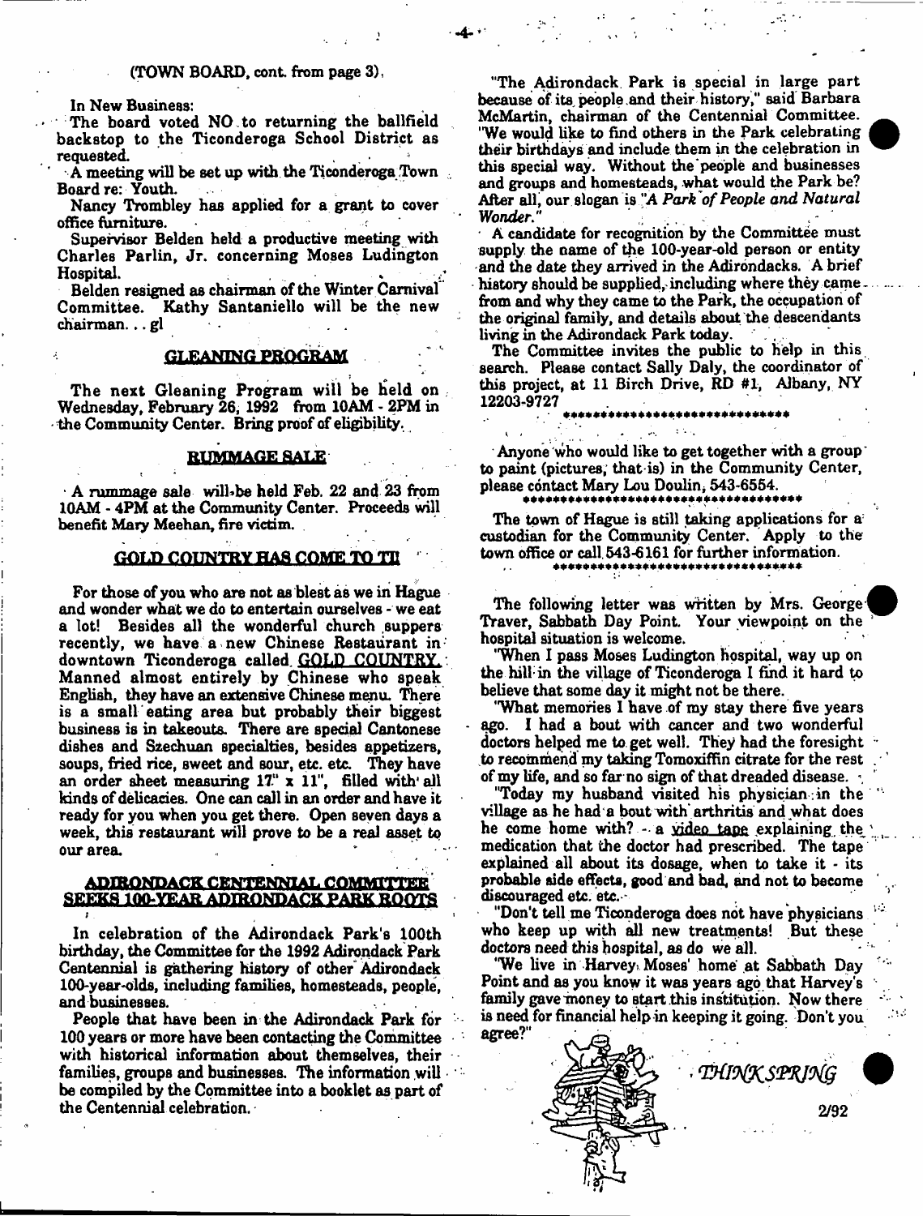(TOWN BOARD, cont. from page 3)

In New Business:

The board voted NO to returning the ballfield backstop to the Ticonderoga School District as requested.

A meeting will be set up with the Ticonderoga Town Board re: Youth.

Nancy Trombley has applied for a grant to cover office furniture.

Supervisor Belden held a productive meeting with Charles Parlin, Jr. concerning Moses Ludington Hospital.

Belden resigned as chairman of the Winter Carnival Committee. Kathy Santaniello will be the new chairman... gl

## GLEANING PROGRAM

The next Gleaning Program will be held on Wednesday, February 26, 1992 from 10AM - 2PM in the Community Center. Bring proof of eligibility.

## RUMMAGE SALE

A rummage sale will be held Feb. 22 and 23 from 10AM - 4PM at the Community Center. Proceeds will benefit Mary Meehan, fire victim.

## GOLD COUNTRY HAS COME TO TI!

For those of you who are not as blest as we in Hague and wonder what we do to entertain ourselves - we eat a lot! Besides all the wonderful church suppers recently, we have a new Chinese Restaurant in downtown Ticonderoga called GOLD COUNTRY. Manned almost entirely by Chinese who speak English, they have an extensive Chinese menu. There is a small eating area but probably their biggest business is in takeouts. There are special Cantonese dishes and Szechuan specialties, besides appetizers, soups, fried rice, sweet and sour, etc. etc. They have an order sheet measuring 17" x 11", filled with all kinds of delicacies. One can call in an order and have it ready for you when you get there. Open seven days a week, this restaurant will prove to be a real asset to our area.

## ADIRONDACK CENTENNIAL COMMITTEE SEEKS 100-YEAR ADIRONDACK PARK ROOTS

In celebration of the Adirondack Park's 100th birthday, the Committee for the 1992 Adirondack Park Centennial is gathering history of other Adirondack 100-year-olds, including families, homesteads, people, and businesses.

People that have been in the Adirondack Park for 100 years or more have been contacting the Committee with historical information about themselves, their families, groups and businesses. The information will be compiled by the Committee into a booklet as part of the Centennial celebration.

"The Adirondack Park is special in large part because of its people and their history," said Barbara McMartin, chairman of the Centennial Committee. "We would like to find others in the Park celebrating their birthdays and include them in the celebration in this special way. Without the people and businesses and groups and homesteads, what would the Park be? After all, our slogan is *"A Park of People and Natural Wonder."*

A candidate for recognition by the Committee must supply the name of the 100-year-old person or entity and the date they arrived in the Adirondacks. A brief history should be supplied, including where they came from and why they came to the Park, the occupation of the original family, and details about the descendants living in the Adirondack Park today.

The Committee invites the public to help in this search. Please contact Sally Daly, the coordinator of this project, at 11 Birch Drive, RD #1, Albany, NY 12203-9727

******************************

Anyone who would like to get together with a group to paint (pictures, that is) in the Community Center, please contact Mary Lou Doulin, 543-6554.

**************************************

The town of Hague is still taking applications for a custodian for the Community Center. Apply to the town office or call 543-6161 for further information.

**********************************

The following letter was written by Mrs. George Traver, Sabbath Day Point. Your viewpoint on the hospital situation is welcome.

"When I pass Moses Ludington hospital, way up on the hill in the village of Ticonderoga I find it hard to believe that some day it might not be there.

"What memories I have of my stay there five years ago. I had a bout with cancer and two wonderful doctors helped me to get well. They had the foresight to recommend my taking Tomoxiffin citrate for the rest of my life, and so far no sign of that dreaded disease.

"Today my husband visited his physician in the village as he had a bout with arthritis and what does he come home with? - a video tape explaining the medication that the doctor had prescribed. The tape explained all about its dosage, when to take it - its probable side effects, good and bad, and not to become discouraged etc. etc.

"Don't tell me Ticonderoga does not have physicians who keep up with all new treatments! But these doctors need this hospital, as do we all.

"We live in Harvey Moses' home at Sabbath Day Point and as you know it was years ago that Harvey's family gave money to start this institution. Now there is need for financial help in keeping it going. Don't you agree?"

*THINK SPRING*

2/92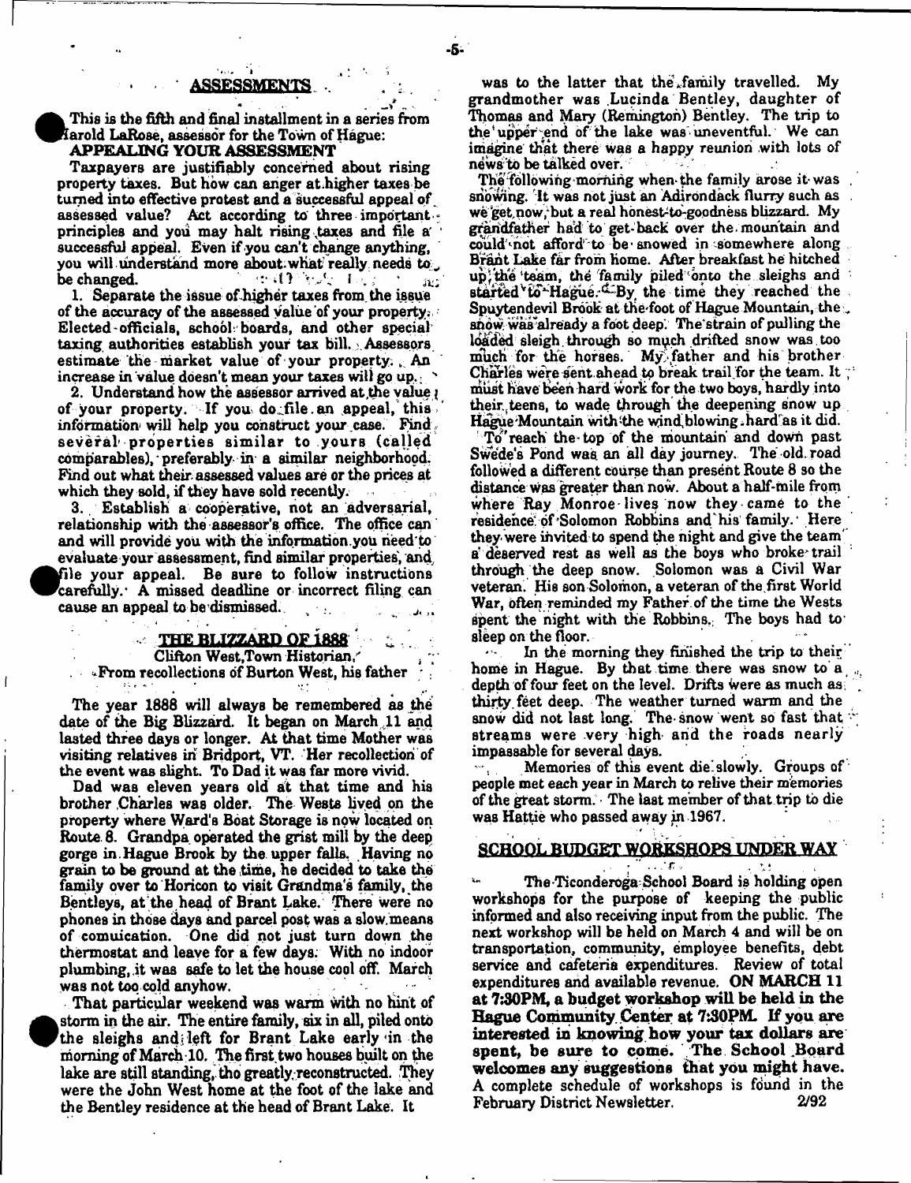## ASSESSMENTS

This is the fifth and final installment in a series from Harold LaRose, assessor for the Town of Hague:

### APPEALING YOUR ASSESSMENT

Taxpayers are justifiably concerned about rising property taxes. But how can anger at higher taxes be turned into effective protest and a successful appeal of assessed value? Act according to three important principles and you may halt rising taxes and file a successful appeal. Even if you can't change anything, you will understand more about what really needs to be changed.

1. Separate the issue of higher taxes from the issue of the accuracy of the assessed value of your property. Elected officials, school boards, and other special taxing authorities establish your tax bill. Assessors estimate the market value of your property. An increase in value doesn't mean your taxes will go up.

2. Understand how the assessor arrived at the value of your property. If you do file an appeal, this information will help you construct your case. Find several properties similar to yours (called comparables), preferably in a similar neighborhood. Find out what their assessed values are or the prices at which they sold, if they have sold recently.

3. Establish a cooperative, not an adversarial, relationship with the assessor's office. The office can and will provide you with the information you need to evaluate your assessment, find similar properties, and file your appeal. Be sure to follow instructions carefully. A missed deadline or incorrect filing can cause an appeal to be dismissed.

## THE BLIZZARD OF 1888

Clifton West, Town Historian,
From recollections of Burton West, his father

The year 1888 will always be remembered as the date of the Big Blizzard. It began on March 11 and lasted three days or longer. At that time Mother was visiting relatives in Bridport, VT. Her recollection of the event was slight. To Dad it was far more vivid.

Dad was eleven years old at that time and his brother Charles was older. The Wests lived on the property where Ward's Boat Storage is now located on Route 8. Grandpa operated the grist mill by the deep gorge in Hague Brook by the upper falls. Having no grain to be ground at the time, he decided to take the family over to Horicon to visit Grandma's family, the Bentleys, at the head of Brant Lake. There were no phones in those days and parcel post was a slow means of comuication. One did not just turn down the thermostat and leave for a few days. With no indoor plumbing, it was safe to let the house cool off. March was not too cold anyhow.

That particular weekend was warm with no hint of storm in the air. The entire family, six in all, piled onto the sleighs and left for Brant Lake early in the morning of March 10. The first two houses built on the lake are still standing, tho greatly reconstructed. They were the John West home at the foot of the lake and the Bentley residence at the head of Brant Lake. It was to the latter that the family travelled. My grandmother was Lucinda Bentley, daughter of Thomas and Mary (Remington) Bentley. The trip to the upper end of the lake was uneventful. We can imagine that there was a happy reunion with lots of news to be talked over.

The following morning when the family arose it was snowing. It was not just an Adirondack flurry such as we get now, but a real honest-to-goodness blizzard. My grandfather had to get back over the mountain and could not afford to be snowed in somewhere along Brant Lake far from home. After breakfast he hitched up the team, the family piled onto the sleighs and started to Hague. By the time they reached the Spuytendevil Brook at the foot of Hague Mountain, the snow was already a foot deep. The strain of pulling the loaded sleigh through so much drifted snow was too much for the horses. My father and his brother Charles were sent ahead to break trail for the team. It must have been hard work for the two boys, hardly into their teens, to wade through the deepening snow up Hague Mountain with the wind blowing hard as it did.

To reach the top of the mountain and down past Swede's Pond was an all day journey. The old road followed a different course than present Route 8 so the distance was greater than now. About a half-mile from where Ray Monroe lives now they came to the residence of Solomon Robbins and his family. Here they were invited to spend the night and give the team a deserved rest as well as the boys who broke trail through the deep snow. Solomon was a Civil War veteran. His son Solomon, a veteran of the first World War, often reminded my Father of the time the Wests spent the night with the Robbins. The boys had to sleep on the floor.

In the morning they finished the trip to their home in Hague. By that time there was snow to a depth of four feet on the level. Drifts were as much as thirty feet deep. The weather turned warm and the snow did not last long. The snow went so fast that streams were very high and the roads nearly impassable for several days.

Memories of this event die slowly. Groups of people met each year in March to relive their memories of the great storm. The last member of that trip to die was Hattie who passed away in 1967.

## SCHOOL BUDGET WORKSHOPS UNDER WAY

The Ticonderoga School Board is holding open workshops for the purpose of keeping the public informed and also receiving input from the public. The next workshop will be held on March 4 and will be on transportation, community, employee benefits, debt service and cafeteria expenditures. Review of total expenditures and available revenue. **ON MARCH 11 at 7:30PM, a budget workshop will be held in the Hague Community Center at 7:30PM. If you are interested in knowing how your tax dollars are spent, be sure to come. The School Board welcomes any suggestions that you might have.** A complete schedule of workshops is found in the February District Newsletter. 2/92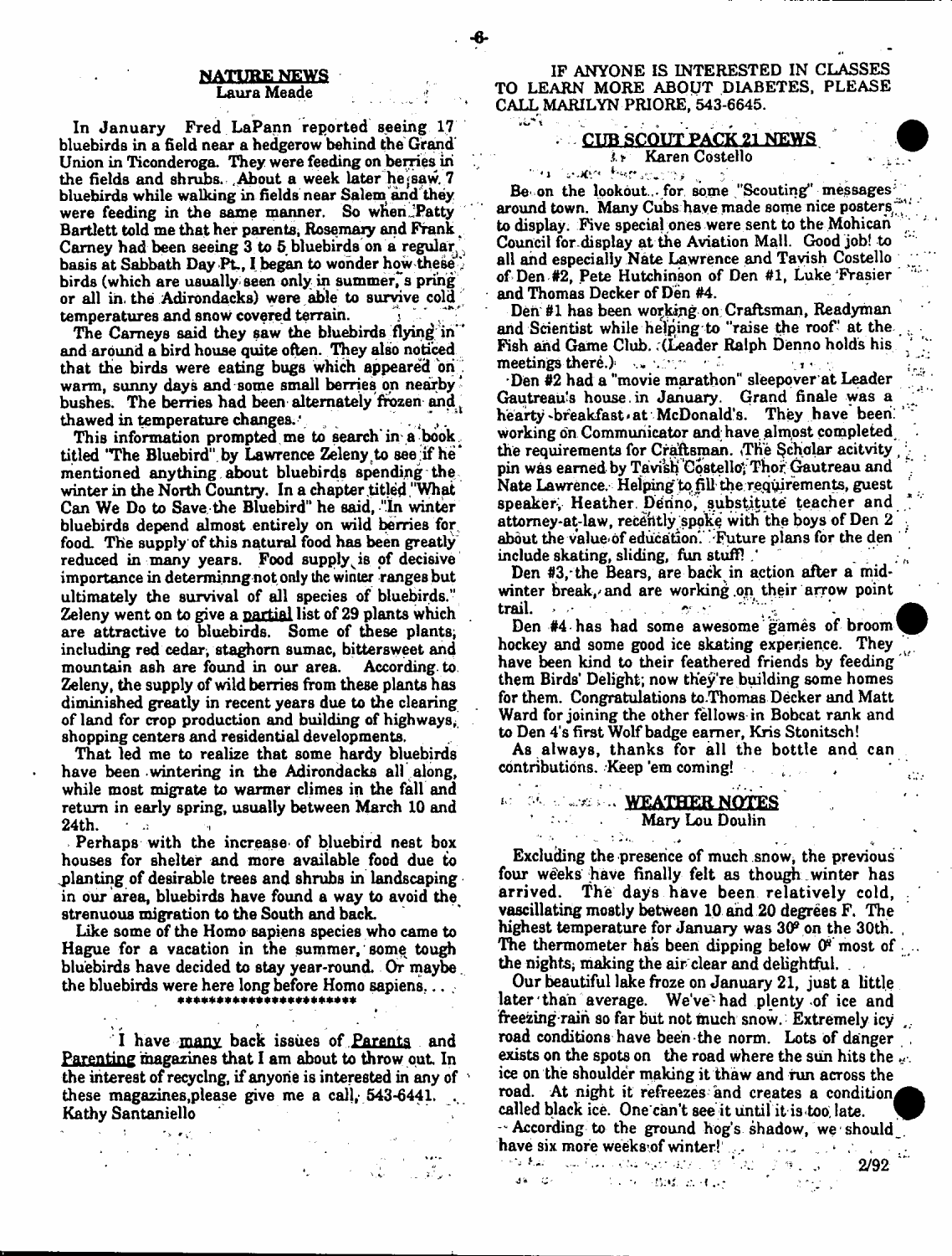## NATURE NEWS

Laura Meade

In January Fred LaPann reported seeing 17 bluebirds in a field near a hedgerow behind the Grand Union in Ticonderoga. They were feeding on berries in the fields and shrubs. About a week later he saw 7 bluebirds while walking in fields near Salem and they were feeding in the same manner. So when Patty Bartlett told me that her parents, Rosemary and Frank Carney had been seeing 3 to 5 bluebirds on a regular basis at Sabbath Day Pt., I began to wonder how these birds (which are usually seen only in summer, spring or all in the Adirondacks) were able to survive cold temperatures and snow covered terrain.

The Carneys said they saw the bluebirds flying in and around a bird house quite often. They also noticed that the birds were eating bugs which appeared on warm, sunny days and some small berries on nearby bushes. The berries had been alternately frozen and thawed in temperature changes.

This information prompted me to search in a book titled "The Bluebird" by Lawrence Zeleny to see if he mentioned anything about bluebirds spending the winter in the North Country. In a chapter titled "What Can We Do to Save the Bluebird" he said, "In winter bluebirds depend almost entirely on wild berries for food. The supply of this natural food has been greatly reduced in many years. Food supply is of decisive importance in determinng not only the winter ranges but ultimately the survival of all species of bluebirds." Zeleny went on to give a partial list of 29 plants which are attractive to bluebirds. Some of these plants, including red cedar, staghorn sumac, bittersweet and mountain ash are found in our area. According to Zeleny, the supply of wild berries from these plants has diminished greatly in recent years due to the clearing of land for crop production and building of highways, shopping centers and residential developments.

That led me to realize that some hardy bluebirds have been wintering in the Adirondacks all along, while most migrate to warmer climes in the fall and return in early spring, usually between March 10 and 24th.

Perhaps with the increase of bluebird nest box houses for shelter and more available food due to planting of desirable trees and shrubs in landscaping in our area, bluebirds have found a way to avoid the strenuous migration to the South and back.

Like some of the Homo sapiens species who came to Hague for a vacation in the summer, some tough bluebirds have decided to stay year-round. Or maybe the bluebirds were here long before Homo sapiens. . .

\*\*\*\*\*\*\*\*\*\*\*\*\*\*\*\*\*\*\*\*\*\*\*

I have many back issues of Parents and Parenting magazines that I am about to throw out. In the interest of recycling, if anyone is interested in any of these magazines, please give me a call, 543-6441.
Kathy Santaniello

IF ANYONE IS INTERESTED IN CLASSES TO LEARN MORE ABOUT DIABETES, PLEASE CALL MARILYN PRIORE, 543-6645.

## CUB SCOUT PACK 21 NEWS

Karen Costello

Be on the lookout... for some "Scouting" messages around town. Many Cubs have made some nice posters to display. Five special ones were sent to the Mohican Council for display at the Aviation Mall. Good job! to all and especially Nate Lawrence and Tavish Costello of Den #2, Pete Hutchinson of Den #1, Luke Frasier and Thomas Decker of Den #4.

Den #1 has been working on Craftsman, Readyman and Scientist while helping to "raise the roof" at the Fish and Game Club. (Leader Ralph Denno holds his meetings there.)

Den #2 had a "movie marathon" sleepover at Leader Gautreau's house in January. Grand finale was a hearty breakfast at McDonald's. They have been working on Communicator and have almost completed the requirements for Craftsman. The Scholar acitvity pin was earned by Tavish Costello, Thor Gautreau and Nate Lawrence. Helping to fill the requirements, guest speaker, Heather Denno, substitute teacher and attorney-at-law, recently spoke with the boys of Den 2 about the value of education. Future plans for the den include skating, sliding, fun stuff!

Den #3, the Bears, are back in action after a midwinter break, and are working on their arrow point trail.

Den #4 has had some awesome games of broom hockey and some good ice skating experience. They have been kind to their feathered friends by feeding them Birds' Delight; now they're building some homes for them. Congratulations to Thomas Decker and Matt Ward for joining the other fellows in Bobcat rank and to Den 4's first Wolf badge earner, Kris Stonitsch!

As always, thanks for all the bottle and can contributions. Keep 'em coming!

## WEATHER NOTES

Mary Lou Doulin

Excluding the presence of much snow, the previous four weeks have finally felt as though winter has arrived. The days have been relatively cold, vascillating mostly between 10 and 20 degrees F. The highest temperature for January was 30º on the 30th. The thermometer has been dipping below 0º most of the nights, making the air clear and delightful.

Our beautiful lake froze on January 21, just a little later than average. We've had plenty of ice and freezing rain so far but not much snow. Extremely icy road conditions have been the norm. Lots of danger exists on the spots on the road where the sun hits the ice on the shoulder making it thaw and run across the road. At night it refreezes and creates a condition called black ice. One can't see it until it is too late.

According to the ground hog's shadow, we should have six more weeks of winter!

2/92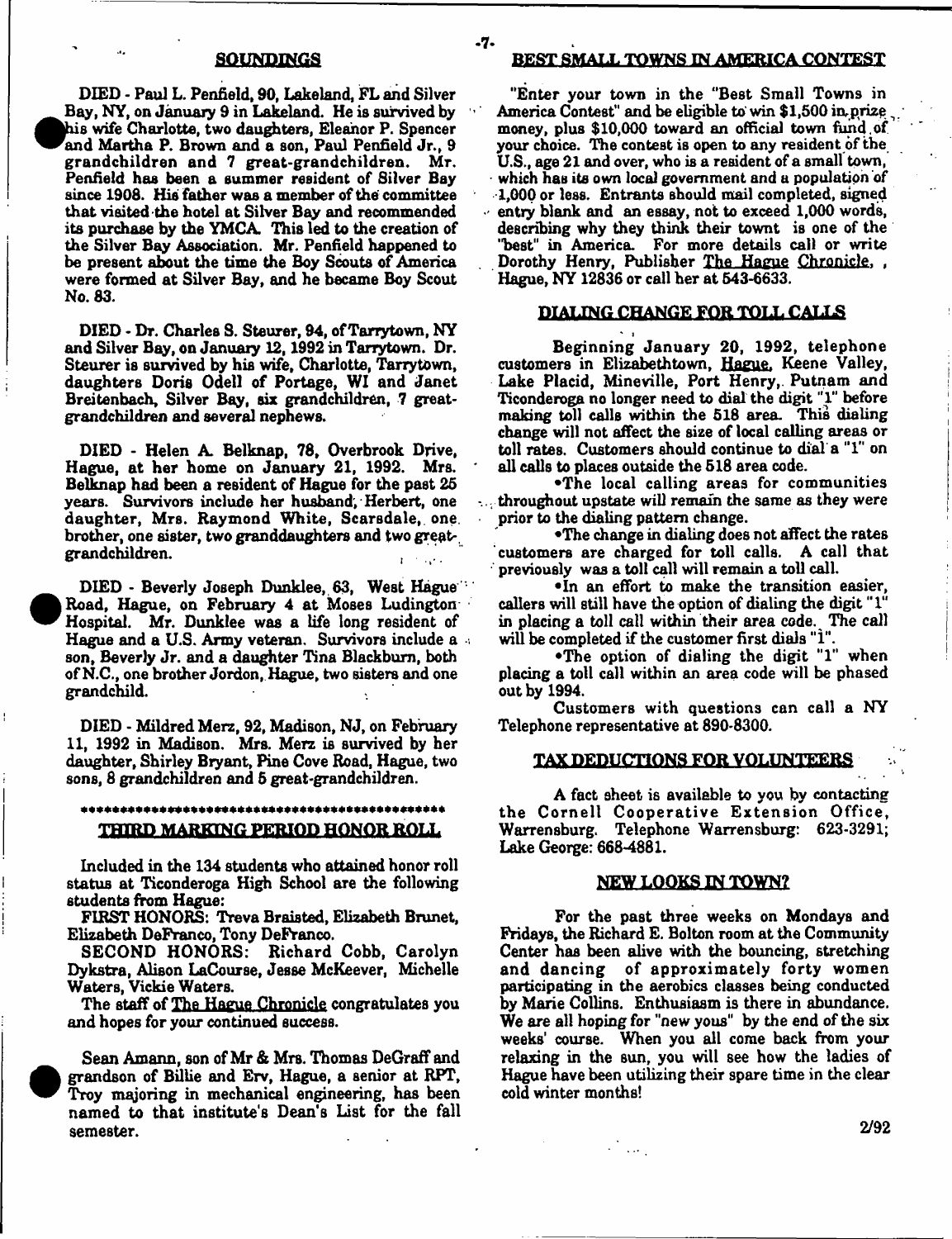## SOUNDINGS

DIED - Paul L. Penfield, 90, Lakeland, FL and Silver Bay, NY, on January 9 in Lakeland. He is survived by his wife Charlotte, two daughters, Eleanor P. Spencer and Martha P. Brown and a son, Paul Penfield Jr., 9 grandchildren and 7 great-grandchildren. Mr. Penfield has been a summer resident of Silver Bay since 1908. His father was a member of the committee that visited the hotel at Silver Bay and recommended its purchase by the YMCA. This led to the creation of the Silver Bay Association. Mr. Penfield happened to be present about the time the Boy Scouts of America were formed at Silver Bay, and he became Boy Scout No. 83.

DIED - Dr. Charles S. Steurer, 94, of Tarrytown, NY and Silver Bay, on January 12, 1992 in Tarrytown. Dr. Steurer is survived by his wife, Charlotte, Tarrytown, daughters Doris Odell of Portage, WI and Janet Breitenbach, Silver Bay, six grandchildren, 7 great-grandchildren and several nephews.

DIED - Helen A. Belknap, 78, Overbrook Drive, Hague, at her home on January 21, 1992. Mrs. Belknap had been a resident of Hague for the past 25 years. Survivors include her husband, Herbert, one daughter, Mrs. Raymond White, Scarsdale, one brother, one sister, two granddaughters and two great-grandchildren.

DIED - Beverly Joseph Dunklee, 63, West Hague Road, Hague, on February 4 at Moses Ludington Hospital. Mr. Dunklee was a life long resident of Hague and a U.S. Army veteran. Survivors include a son, Beverly Jr. and a daughter Tina Blackburn, both of N.C., one brother Jordon, Hague, two sisters and one grandchild.

DIED - Mildred Merz, 92, Madison, NJ, on February 11, 1992 in Madison. Mrs. Merz is survived by her daughter, Shirley Bryant, Pine Cove Road, Hague, two sons, 8 grandchildren and 5 great-grandchildren.

\*\*\*\*\*\*\*\*\*\*\*\*\*\*\*\*\*\*\*\*\*\*\*\*\*\*\*\*\*\*\*\*\*\*\*\*\*\*\*\*\*\*\*\*\*\*\*\*

## THIRD MARKING PERIOD HONOR ROLL

Included in the 134 students who attained honor roll status at Ticonderoga High School are the following students from Hague:

FIRST HONORS: Treva Braisted, Elizabeth Brunet, Elizabeth DeFranco, Tony DeFranco.

SECOND HONORS: Richard Cobb, Carolyn Dykstra, Alison LaCourse, Jesse McKeever, Michelle Waters, Vickie Waters.

The staff of The Hague Chronicle congratulates you and hopes for your continued success.

Sean Amann, son of Mr & Mrs. Thomas DeGraff and grandson of Billie and Erv, Hague, a senior at RPT, Troy majoring in mechanical engineering, has been named to that institute's Dean's List for the fall semester.

## BEST SMALL TOWNS IN AMERICA CONTEST

"Enter your town in the "Best Small Towns in America Contest" and be eligible to win $1,500 in prize money, plus $10,000 toward an official town fund of your choice. The contest is open to any resident of the U.S., age 21 and over, who is a resident of a small town, which has its own local government and a population of 1,000 or less. Entrants should mail completed, signed entry blank and an essay, not to exceed 1,000 words, describing why they think their townt is one of the "best" in America. For more details call or write Dorothy Henry, Publisher The Hague Chronicle, , Hague, NY 12836 or call her at 543-6633.

## DIALING CHANGE FOR TOLL CALLS

Beginning January 20, 1992, telephone customers in Elizabethtown, Hague, Keene Valley, Lake Placid, Mineville, Port Henry, Putnam and Ticonderoga no longer need to dial the digit "1" before making toll calls within the 518 area. This dialing change will not affect the size of local calling areas or toll rates. Customers should continue to dial a "1" on all calls to places outside the 518 area code.

- The local calling areas for communities throughout upstate will remain the same as they were prior to the dialing pattern change.
- The change in dialing does not affect the rates customers are charged for toll calls. A call that previously was a toll call will remain a toll call.
- In an effort to make the transition easier, callers will still have the option of dialing the digit "1" in placing a toll call within their area code. The call will be completed if the customer first dials "1".
- The option of dialing the digit "1" when placing a toll call within an area code will be phased out by 1994.

Customers with questions can call a NY Telephone representative at 890-8300.

## TAX DEDUCTIONS FOR VOLUNTEERS

A fact sheet is available to you by contacting the Cornell Cooperative Extension Office, Warrensburg. Telephone Warrensburg: 623-3291; Lake George: 668-4881.

## NEW LOOKS IN TOWN?

For the past three weeks on Mondays and Fridays, the Richard E. Bolton room at the Community Center has been alive with the bouncing, stretching and dancing of approximately forty women participating in the aerobics classes being conducted by Marie Collins. Enthusiasm is there in abundance. We are all hoping for "new yous" by the end of the six weeks' course. When you all come back from your relaxing in the sun, you will see how the ladies of Hague have been utilizing their spare time in the clear cold winter months!

2/92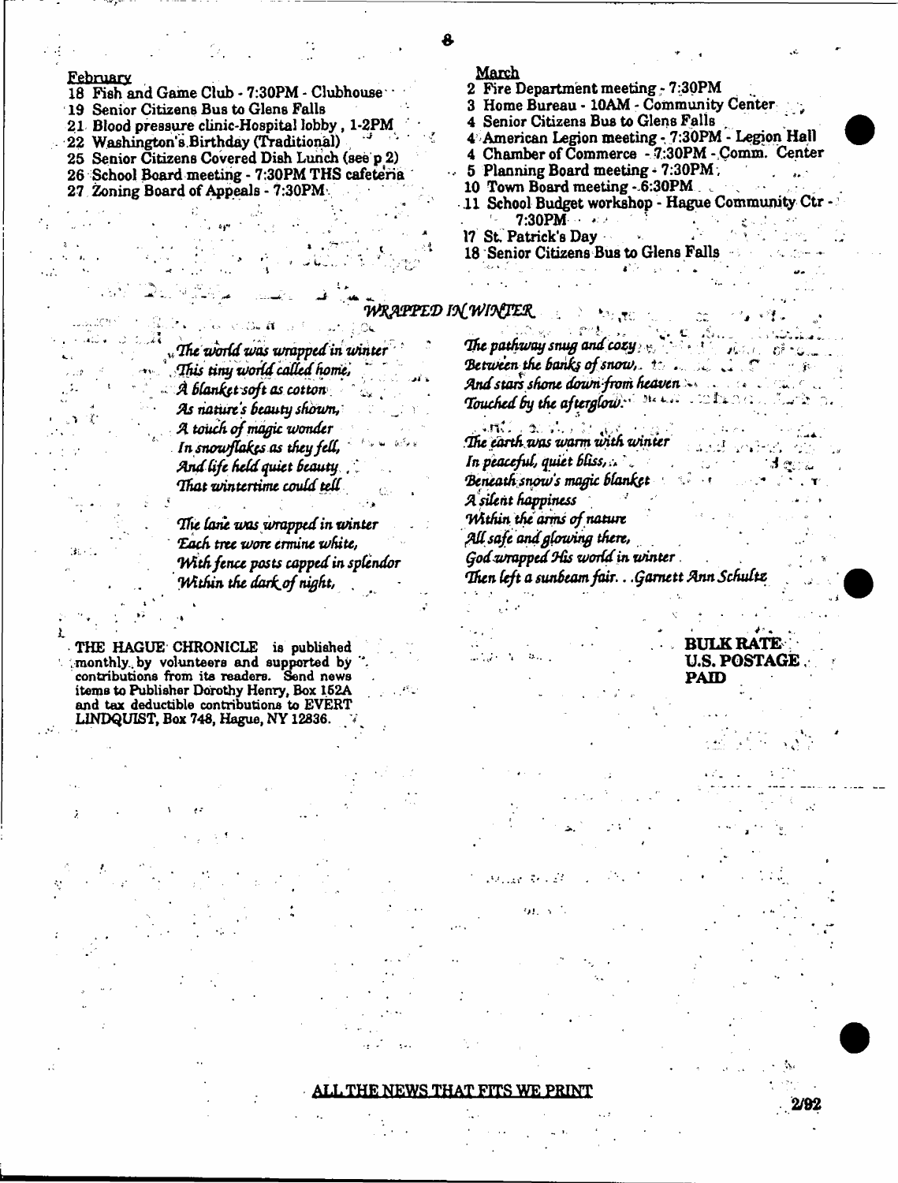**February**

18 Fish and Game Club - 7:30PM - Clubhouse
19 Senior Citizens Bus to Glens Falls
21 Blood pressure clinic-Hospital lobby, 1-2PM
22 Washington's Birthday (Traditional)
25 Senior Citizens Covered Dish Lunch (see p 2)
26 School Board meeting - 7:30PM THS cafeteria
27 Zoning Board of Appeals - 7:30PM

**March**

2 Fire Department meeting - 7:30PM
3 Home Bureau - 10AM - Community Center
4 Senior Citizens Bus to Glens Falls
4 American Legion meeting - 7:30PM - Legion Hall
4 Chamber of Commerce - 7:30PM - Comm. Center
5 Planning Board meeting - 7:30PM
10 Town Board meeting - 6:30PM
11 School Budget workshop - Hague Community Ctr - 7:30PM
17 St. Patrick's Day
18 Senior Citizens Bus to Glens Falls

## *WRAPPED IN WINTER*

*The world was wrapped in winter*
*This tiny world called home,*
*A blanket soft as cotton*
*As nature's beauty shown,*
*A touch of magic wonder*
*In snowflakes as they fell,*
*And life held quiet beauty*
*That wintertime could tell*

*The lane was wrapped in winter*
*Each tree wore ermine white,*
*With fence posts capped in splendor*
*Within the dark of night,*

*The pathway snug and cozy*
*Between the banks of snow,*
*And stars shone down from heaven*
*Touched by the afterglow.*

*The earth was warm with winter*
*In peaceful, quiet bliss,*
*Beneath snow's magic blanket*
*A silent happiness*
*Within the arms of nature*
*All safe and glowing there,*
*God wrapped His world in winter*
*Then left a sunbeam fair...Garnett Ann Schultz*

THE HAGUE CHRONICLE is published monthly by volunteers and supported by contributions from its readers. Send news items to Publisher Dorothy Henry, Box 152A and tax deductible contributions to EVERT LINDQUIST, Box 748, Hague, NY 12836.

**BULK RATE**
**U.S. POSTAGE**
**PAID**

ALL THE NEWS THAT FITS WE PRINT

2/92